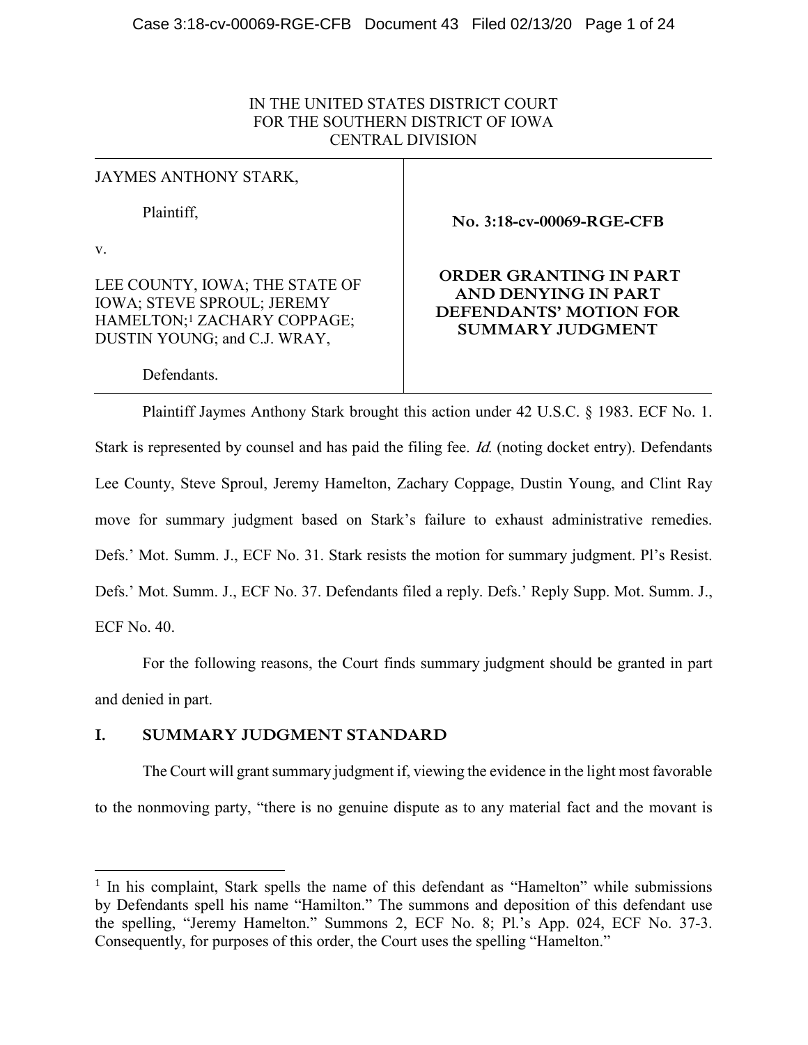IN THE UNITED STATES DISTRICT COURT
FOR THE SOUTHERN DISTRICT OF IOWA
CENTRAL DIVISION

| | |
|---|---|
| JAYMES ANTHONY STARK,<br><br>Plaintiff,<br><br>v.<br><br>LEE COUNTY, IOWA; THE STATE OF IOWA; STEVE SPROUL; JEREMY HAMELTON;[1] ZACHARY COPPAGE; DUSTIN YOUNG; and C.J. WRAY,<br><br>Defendants. | **No. 3:18-cv-00069-RGE-CFB**<br><br>**ORDER GRANTING IN PART AND DENYING IN PART DEFENDANTS' MOTION FOR SUMMARY JUDGMENT** |

Plaintiff Jaymes Anthony Stark brought this action under 42 U.S.C. § 1983. ECF No. 1. Stark is represented by counsel and has paid the filing fee. *Id.* (noting docket entry). Defendants Lee County, Steve Sproul, Jeremy Hamelton, Zachary Coppage, Dustin Young, and Clint Ray move for summary judgment based on Stark's failure to exhaust administrative remedies. Defs.' Mot. Summ. J., ECF No. 31. Stark resists the motion for summary judgment. Pl's Resist. Defs.' Mot. Summ. J., ECF No. 37. Defendants filed a reply. Defs.' Reply Supp. Mot. Summ. J., ECF No. 40.

For the following reasons, the Court finds summary judgment should be granted in part and denied in part.

## I. SUMMARY JUDGMENT STANDARD

The Court will grant summary judgment if, viewing the evidence in the light most favorable to the nonmoving party, "there is no genuine dispute as to any material fact and the movant is

---

[1] In his complaint, Stark spells the name of this defendant as "Hamelton" while submissions by Defendants spell his name "Hamilton." The summons and deposition of this defendant use the spelling, "Jeremy Hamelton." Summons 2, ECF No. 8; Pl.'s App. 024, ECF No. 37-3. Consequently, for purposes of this order, the Court uses the spelling "Hamelton."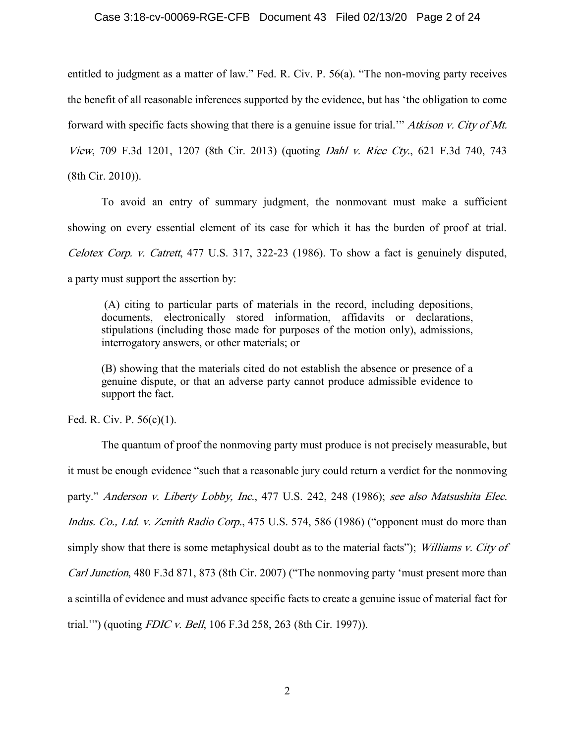entitled to judgment as a matter of law." Fed. R. Civ. P. 56(a). "The non-moving party receives the benefit of all reasonable inferences supported by the evidence, but has 'the obligation to come forward with specific facts showing that there is a genuine issue for trial.'" *Atkison v. City of Mt. View*, 709 F.3d 1201, 1207 (8th Cir. 2013) (quoting *Dahl v. Rice Cty.*, 621 F.3d 740, 743 (8th Cir. 2010)).

To avoid an entry of summary judgment, the nonmovant must make a sufficient showing on every essential element of its case for which it has the burden of proof at trial. *Celotex Corp. v. Catrett*, 477 U.S. 317, 322-23 (1986). To show a fact is genuinely disputed, a party must support the assertion by:

> (A) citing to particular parts of materials in the record, including depositions, documents, electronically stored information, affidavits or declarations, stipulations (including those made for purposes of the motion only), admissions, interrogatory answers, or other materials; or
>
> (B) showing that the materials cited do not establish the absence or presence of a genuine dispute, or that an adverse party cannot produce admissible evidence to support the fact.

Fed. R. Civ. P. 56(c)(1).

The quantum of proof the nonmoving party must produce is not precisely measurable, but it must be enough evidence "such that a reasonable jury could return a verdict for the nonmoving party." *Anderson v. Liberty Lobby, Inc.*, 477 U.S. 242, 248 (1986); *see also Matsushita Elec. Indus. Co., Ltd. v. Zenith Radio Corp.*, 475 U.S. 574, 586 (1986) ("opponent must do more than simply show that there is some metaphysical doubt as to the material facts"); *Williams v. City of Carl Junction*, 480 F.3d 871, 873 (8th Cir. 2007) ("The nonmoving party 'must present more than a scintilla of evidence and must advance specific facts to create a genuine issue of material fact for trial.'") (quoting *FDIC v. Bell*, 106 F.3d 258, 263 (8th Cir. 1997)).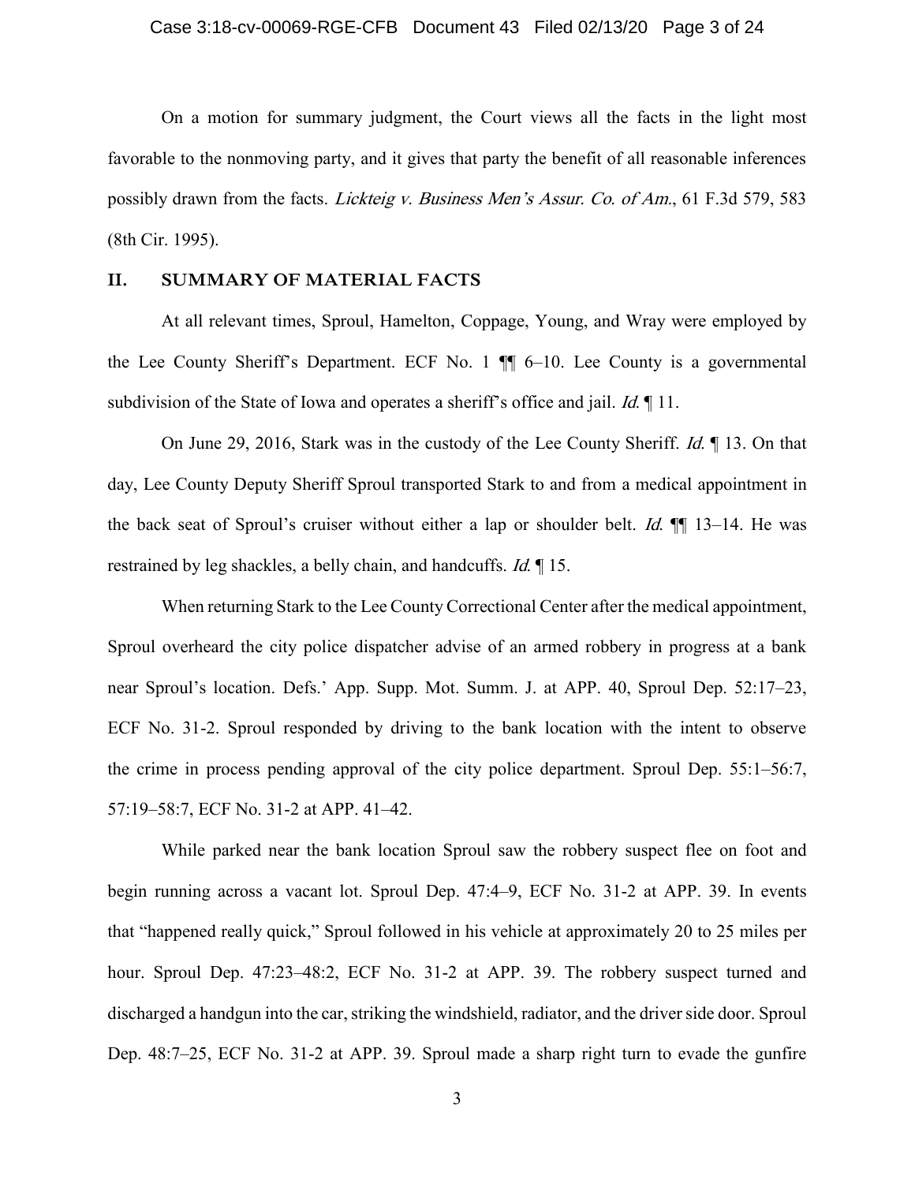On a motion for summary judgment, the Court views all the facts in the light most favorable to the nonmoving party, and it gives that party the benefit of all reasonable inferences possibly drawn from the facts. *Lickteig v. Business Men's Assur. Co. of Am.*, 61 F.3d 579, 583 (8th Cir. 1995).

## II. SUMMARY OF MATERIAL FACTS

At all relevant times, Sproul, Hamelton, Coppage, Young, and Wray were employed by the Lee County Sheriff's Department. ECF No. 1 ¶¶ 6–10. Lee County is a governmental subdivision of the State of Iowa and operates a sheriff's office and jail. *Id.* ¶ 11.

On June 29, 2016, Stark was in the custody of the Lee County Sheriff. *Id.* ¶ 13. On that day, Lee County Deputy Sheriff Sproul transported Stark to and from a medical appointment in the back seat of Sproul's cruiser without either a lap or shoulder belt. *Id.* ¶¶ 13–14. He was restrained by leg shackles, a belly chain, and handcuffs. *Id.* ¶ 15.

When returning Stark to the Lee County Correctional Center after the medical appointment, Sproul overheard the city police dispatcher advise of an armed robbery in progress at a bank near Sproul's location. Defs.' App. Supp. Mot. Summ. J. at APP. 40, Sproul Dep. 52:17–23, ECF No. 31-2. Sproul responded by driving to the bank location with the intent to observe the crime in process pending approval of the city police department. Sproul Dep. 55:1–56:7, 57:19–58:7, ECF No. 31-2 at APP. 41–42.

While parked near the bank location Sproul saw the robbery suspect flee on foot and begin running across a vacant lot. Sproul Dep. 47:4–9, ECF No. 31-2 at APP. 39. In events that "happened really quick," Sproul followed in his vehicle at approximately 20 to 25 miles per hour. Sproul Dep. 47:23–48:2, ECF No. 31-2 at APP. 39. The robbery suspect turned and discharged a handgun into the car, striking the windshield, radiator, and the driver side door. Sproul Dep. 48:7–25, ECF No. 31-2 at APP. 39. Sproul made a sharp right turn to evade the gunfire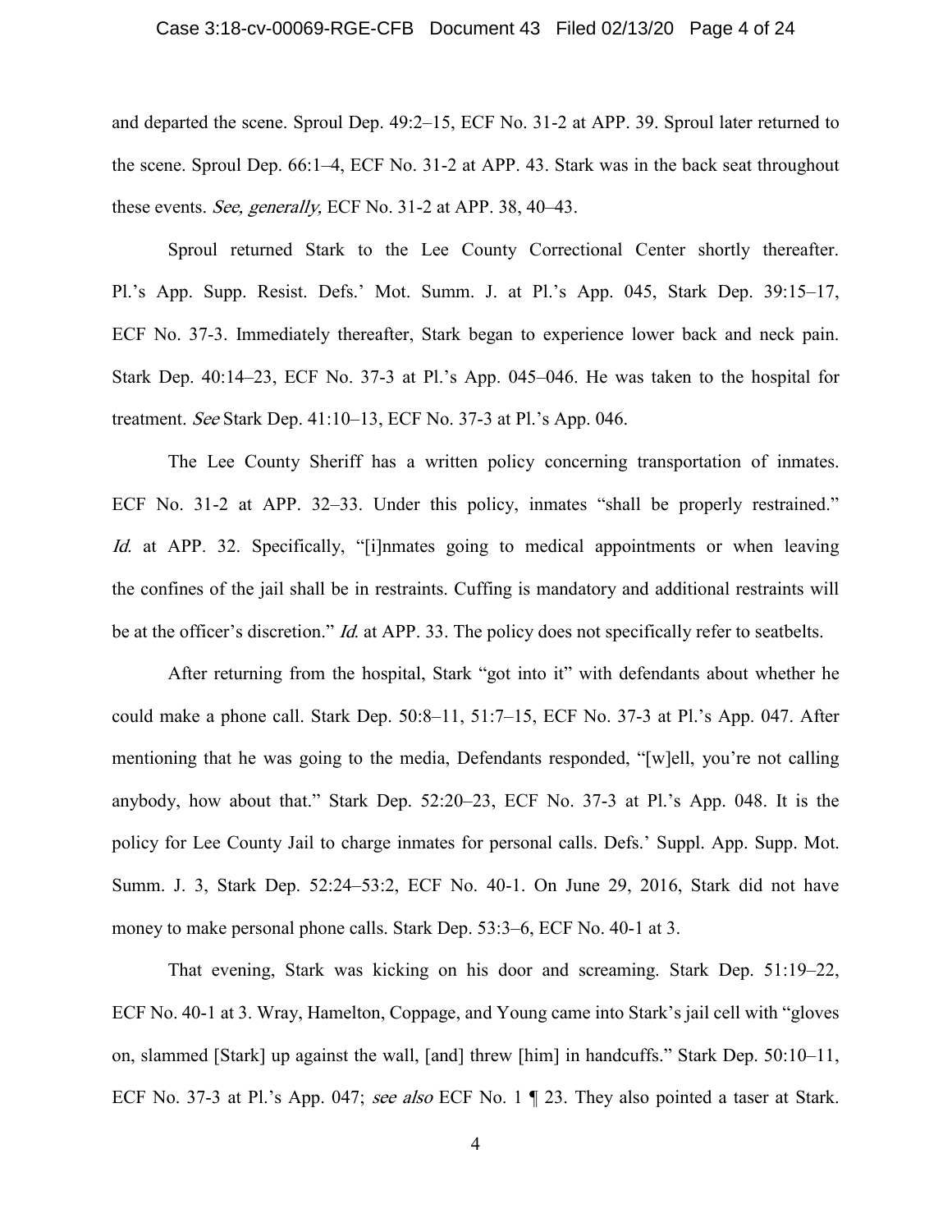and departed the scene. Sproul Dep. 49:2–15, ECF No. 31-2 at APP. 39. Sproul later returned to the scene. Sproul Dep. 66:1–4, ECF No. 31-2 at APP. 43. Stark was in the back seat throughout these events. *See, generally,* ECF No. 31-2 at APP. 38, 40–43.

Sproul returned Stark to the Lee County Correctional Center shortly thereafter. Pl.'s App. Supp. Resist. Defs.' Mot. Summ. J. at Pl.'s App. 045, Stark Dep. 39:15–17, ECF No. 37-3. Immediately thereafter, Stark began to experience lower back and neck pain. Stark Dep. 40:14–23, ECF No. 37-3 at Pl.'s App. 045–046. He was taken to the hospital for treatment. *See* Stark Dep. 41:10–13, ECF No. 37-3 at Pl.'s App. 046.

The Lee County Sheriff has a written policy concerning transportation of inmates. ECF No. 31-2 at APP. 32–33. Under this policy, inmates "shall be properly restrained." *Id.* at APP. 32. Specifically, "[i]nmates going to medical appointments or when leaving the confines of the jail shall be in restraints. Cuffing is mandatory and additional restraints will be at the officer's discretion." *Id.* at APP. 33. The policy does not specifically refer to seatbelts.

After returning from the hospital, Stark "got into it" with defendants about whether he could make a phone call. Stark Dep. 50:8–11, 51:7–15, ECF No. 37-3 at Pl.'s App. 047. After mentioning that he was going to the media, Defendants responded, "[w]ell, you're not calling anybody, how about that." Stark Dep. 52:20–23, ECF No. 37-3 at Pl.'s App. 048. It is the policy for Lee County Jail to charge inmates for personal calls. Defs.' Suppl. App. Supp. Mot. Summ. J. 3, Stark Dep. 52:24–53:2, ECF No. 40-1. On June 29, 2016, Stark did not have money to make personal phone calls. Stark Dep. 53:3–6, ECF No. 40-1 at 3.

That evening, Stark was kicking on his door and screaming. Stark Dep. 51:19–22, ECF No. 40-1 at 3. Wray, Hamelton, Coppage, and Young came into Stark's jail cell with "gloves on, slammed [Stark] up against the wall, [and] threw [him] in handcuffs." Stark Dep. 50:10–11, ECF No. 37-3 at Pl.'s App. 047; *see also* ECF No. 1 ¶ 23. They also pointed a taser at Stark.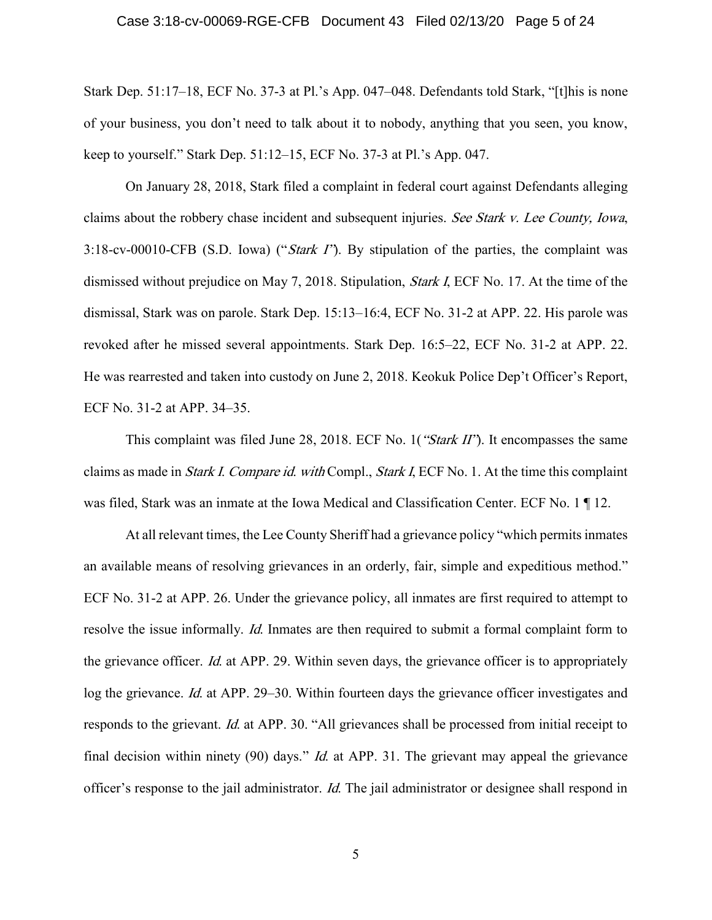Stark Dep. 51:17–18, ECF No. 37-3 at Pl.'s App. 047–048. Defendants told Stark, "[t]his is none of your business, you don't need to talk about it to nobody, anything that you seen, you know, keep to yourself." Stark Dep. 51:12–15, ECF No. 37-3 at Pl.'s App. 047.

On January 28, 2018, Stark filed a complaint in federal court against Defendants alleging claims about the robbery chase incident and subsequent injuries. *See Stark v. Lee County, Iowa*, 3:18-cv-00010-CFB (S.D. Iowa) ("*Stark I*"). By stipulation of the parties, the complaint was dismissed without prejudice on May 7, 2018. Stipulation, *Stark I*, ECF No. 17. At the time of the dismissal, Stark was on parole. Stark Dep. 15:13–16:4, ECF No. 31-2 at APP. 22. His parole was revoked after he missed several appointments. Stark Dep. 16:5–22, ECF No. 31-2 at APP. 22. He was rearrested and taken into custody on June 2, 2018. Keokuk Police Dep't Officer's Report, ECF No. 31-2 at APP. 34–35.

This complaint was filed June 28, 2018. ECF No. 1("*Stark II*"). It encompasses the same claims as made in *Stark I*. *Compare id.* *with* Compl., *Stark I*, ECF No. 1. At the time this complaint was filed, Stark was an inmate at the Iowa Medical and Classification Center. ECF No. 1 ¶ 12.

At all relevant times, the Lee County Sheriff had a grievance policy "which permits inmates an available means of resolving grievances in an orderly, fair, simple and expeditious method." ECF No. 31-2 at APP. 26. Under the grievance policy, all inmates are first required to attempt to resolve the issue informally. *Id.* Inmates are then required to submit a formal complaint form to the grievance officer. *Id.* at APP. 29. Within seven days, the grievance officer is to appropriately log the grievance. *Id.* at APP. 29–30. Within fourteen days the grievance officer investigates and responds to the grievant. *Id.* at APP. 30. "All grievances shall be processed from initial receipt to final decision within ninety (90) days." *Id.* at APP. 31. The grievant may appeal the grievance officer's response to the jail administrator. *Id.* The jail administrator or designee shall respond in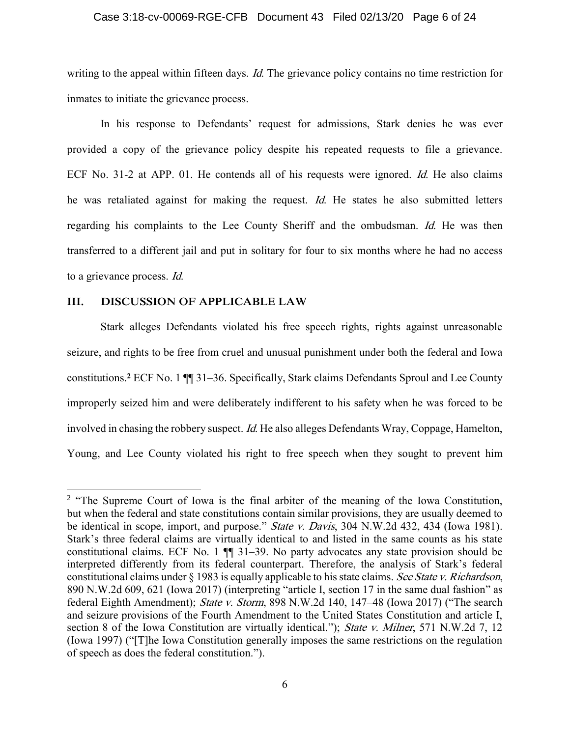writing to the appeal within fifteen days. *Id.* The grievance policy contains no time restriction for inmates to initiate the grievance process.

In his response to Defendants' request for admissions, Stark denies he was ever provided a copy of the grievance policy despite his repeated requests to file a grievance. ECF No. 31-2 at APP. 01. He contends all of his requests were ignored. *Id.* He also claims he was retaliated against for making the request. *Id.* He states he also submitted letters regarding his complaints to the Lee County Sheriff and the ombudsman. *Id.* He was then transferred to a different jail and put in solitary for four to six months where he had no access to a grievance process. *Id.*

## III. DISCUSSION OF APPLICABLE LAW

Stark alleges Defendants violated his free speech rights, rights against unreasonable seizure, and rights to be free from cruel and unusual punishment under both the federal and Iowa constitutions.[2] ECF No. 1 ¶¶ 31–36. Specifically, Stark claims Defendants Sproul and Lee County improperly seized him and were deliberately indifferent to his safety when he was forced to be involved in chasing the robbery suspect. *Id.* He also alleges Defendants Wray, Coppage, Hamelton, Young, and Lee County violated his right to free speech when they sought to prevent him

---

[2] "The Supreme Court of Iowa is the final arbiter of the meaning of the Iowa Constitution, but when the federal and state constitutions contain similar provisions, they are usually deemed to be identical in scope, import, and purpose." *State v. Davis*, 304 N.W.2d 432, 434 (Iowa 1981). Stark's three federal claims are virtually identical to and listed in the same counts as his state constitutional claims. ECF No. 1 ¶¶ 31–39. No party advocates any state provision should be interpreted differently from its federal counterpart. Therefore, the analysis of Stark's federal constitutional claims under § 1983 is equally applicable to his state claims. *See State v. Richardson*, 890 N.W.2d 609, 621 (Iowa 2017) (interpreting "article I, section 17 in the same dual fashion" as federal Eighth Amendment); *State v. Storm*, 898 N.W.2d 140, 147–48 (Iowa 2017) ("The search and seizure provisions of the Fourth Amendment to the United States Constitution and article I, section 8 of the Iowa Constitution are virtually identical."); *State v. Milner*, 571 N.W.2d 7, 12 (Iowa 1997) ("[T]he Iowa Constitution generally imposes the same restrictions on the regulation of speech as does the federal constitution.").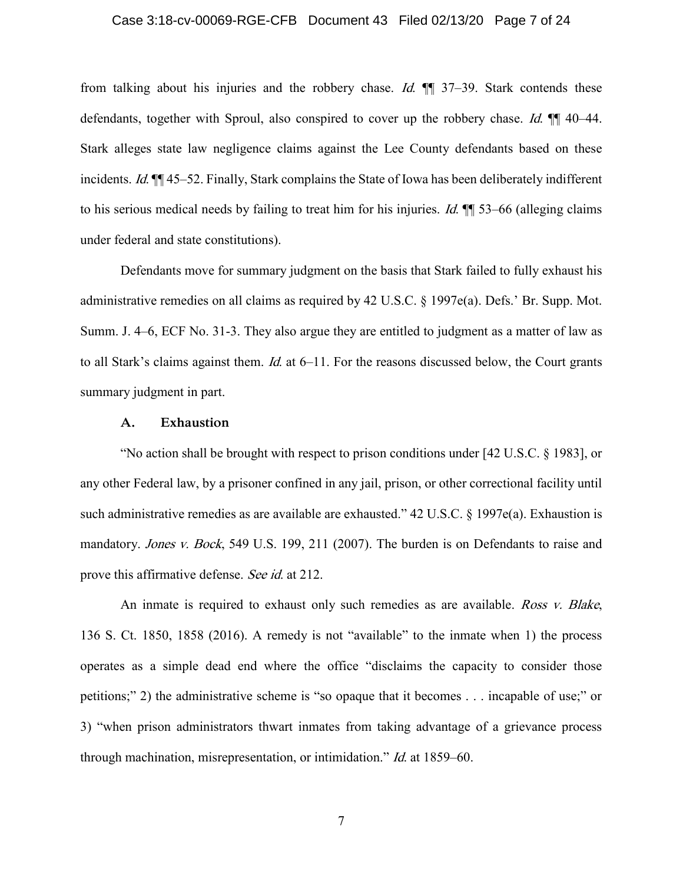from talking about his injuries and the robbery chase. *Id.* ¶¶ 37–39. Stark contends these defendants, together with Sproul, also conspired to cover up the robbery chase. *Id.* ¶¶ 40–44. Stark alleges state law negligence claims against the Lee County defendants based on these incidents. *Id.* ¶¶ 45–52. Finally, Stark complains the State of Iowa has been deliberately indifferent to his serious medical needs by failing to treat him for his injuries. *Id.* ¶¶ 53–66 (alleging claims under federal and state constitutions).

Defendants move for summary judgment on the basis that Stark failed to fully exhaust his administrative remedies on all claims as required by 42 U.S.C. § 1997e(a). Defs.' Br. Supp. Mot. Summ. J. 4–6, ECF No. 31-3. They also argue they are entitled to judgment as a matter of law as to all Stark's claims against them. *Id.* at 6–11. For the reasons discussed below, the Court grants summary judgment in part.

### A. Exhaustion

"No action shall be brought with respect to prison conditions under [42 U.S.C. § 1983], or any other Federal law, by a prisoner confined in any jail, prison, or other correctional facility until such administrative remedies as are available are exhausted." 42 U.S.C. § 1997e(a). Exhaustion is mandatory. *Jones v. Bock*, 549 U.S. 199, 211 (2007). The burden is on Defendants to raise and prove this affirmative defense. *See id.* at 212.

An inmate is required to exhaust only such remedies as are available. *Ross v. Blake*, 136 S. Ct. 1850, 1858 (2016). A remedy is not "available" to the inmate when 1) the process operates as a simple dead end where the office "disclaims the capacity to consider those petitions;" 2) the administrative scheme is "so opaque that it becomes . . . incapable of use;" or 3) "when prison administrators thwart inmates from taking advantage of a grievance process through machination, misrepresentation, or intimidation." *Id.* at 1859–60.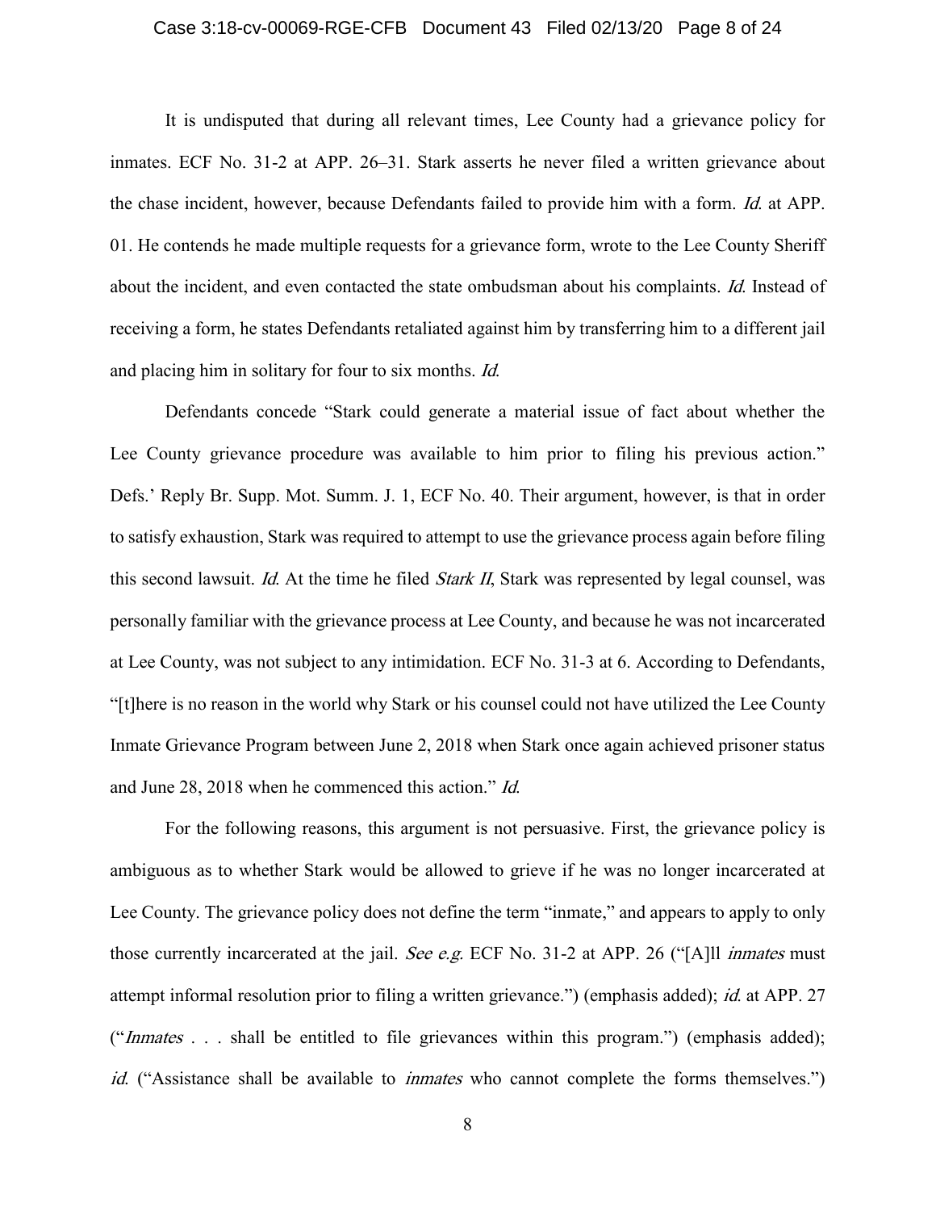It is undisputed that during all relevant times, Lee County had a grievance policy for inmates. ECF No. 31-2 at APP. 26–31. Stark asserts he never filed a written grievance about the chase incident, however, because Defendants failed to provide him with a form. *Id.* at APP. 01. He contends he made multiple requests for a grievance form, wrote to the Lee County Sheriff about the incident, and even contacted the state ombudsman about his complaints. *Id.* Instead of receiving a form, he states Defendants retaliated against him by transferring him to a different jail and placing him in solitary for four to six months. *Id.*

Defendants concede "Stark could generate a material issue of fact about whether the Lee County grievance procedure was available to him prior to filing his previous action." Defs.' Reply Br. Supp. Mot. Summ. J. 1, ECF No. 40. Their argument, however, is that in order to satisfy exhaustion, Stark was required to attempt to use the grievance process again before filing this second lawsuit. *Id.* At the time he filed *Stark II*, Stark was represented by legal counsel, was personally familiar with the grievance process at Lee County, and because he was not incarcerated at Lee County, was not subject to any intimidation. ECF No. 31-3 at 6. According to Defendants, "[t]here is no reason in the world why Stark or his counsel could not have utilized the Lee County Inmate Grievance Program between June 2, 2018 when Stark once again achieved prisoner status and June 28, 2018 when he commenced this action." *Id.*

For the following reasons, this argument is not persuasive. First, the grievance policy is ambiguous as to whether Stark would be allowed to grieve if he was no longer incarcerated at Lee County. The grievance policy does not define the term "inmate," and appears to apply to only those currently incarcerated at the jail. *See e.g.* ECF No. 31-2 at APP. 26 ("[A]ll *inmates* must attempt informal resolution prior to filing a written grievance.") (emphasis added); *id.* at APP. 27 ("*Inmates* . . . shall be entitled to file grievances within this program.") (emphasis added); *id.* ("Assistance shall be available to *inmates* who cannot complete the forms themselves.")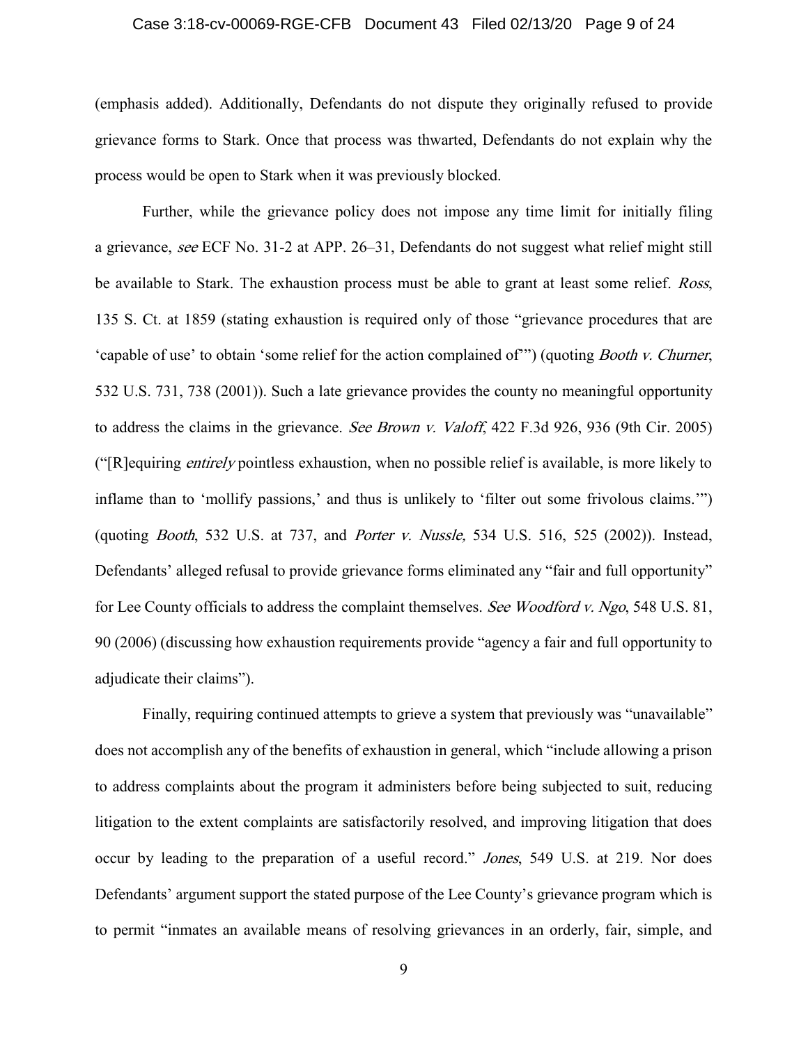(emphasis added). Additionally, Defendants do not dispute they originally refused to provide grievance forms to Stark. Once that process was thwarted, Defendants do not explain why the process would be open to Stark when it was previously blocked.

Further, while the grievance policy does not impose any time limit for initially filing a grievance, *see* ECF No. 31-2 at APP. 26–31, Defendants do not suggest what relief might still be available to Stark. The exhaustion process must be able to grant at least some relief. *Ross*, 135 S. Ct. at 1859 (stating exhaustion is required only of those "grievance procedures that are 'capable of use' to obtain 'some relief for the action complained of'") (quoting *Booth v. Churner*, 532 U.S. 731, 738 (2001)). Such a late grievance provides the county no meaningful opportunity to address the claims in the grievance. *See Brown v. Valoff*, 422 F.3d 926, 936 (9th Cir. 2005) ("[R]equiring *entirely* pointless exhaustion, when no possible relief is available, is more likely to inflame than to 'mollify passions,' and thus is unlikely to 'filter out some frivolous claims.'") (quoting *Booth*, 532 U.S. at 737, and *Porter v. Nussle,* 534 U.S. 516, 525 (2002)). Instead, Defendants' alleged refusal to provide grievance forms eliminated any "fair and full opportunity" for Lee County officials to address the complaint themselves. *See Woodford v. Ngo*, 548 U.S. 81, 90 (2006) (discussing how exhaustion requirements provide "agency a fair and full opportunity to adjudicate their claims").

Finally, requiring continued attempts to grieve a system that previously was "unavailable" does not accomplish any of the benefits of exhaustion in general, which "include allowing a prison to address complaints about the program it administers before being subjected to suit, reducing litigation to the extent complaints are satisfactorily resolved, and improving litigation that does occur by leading to the preparation of a useful record." *Jones*, 549 U.S. at 219. Nor does Defendants' argument support the stated purpose of the Lee County's grievance program which is to permit "inmates an available means of resolving grievances in an orderly, fair, simple, and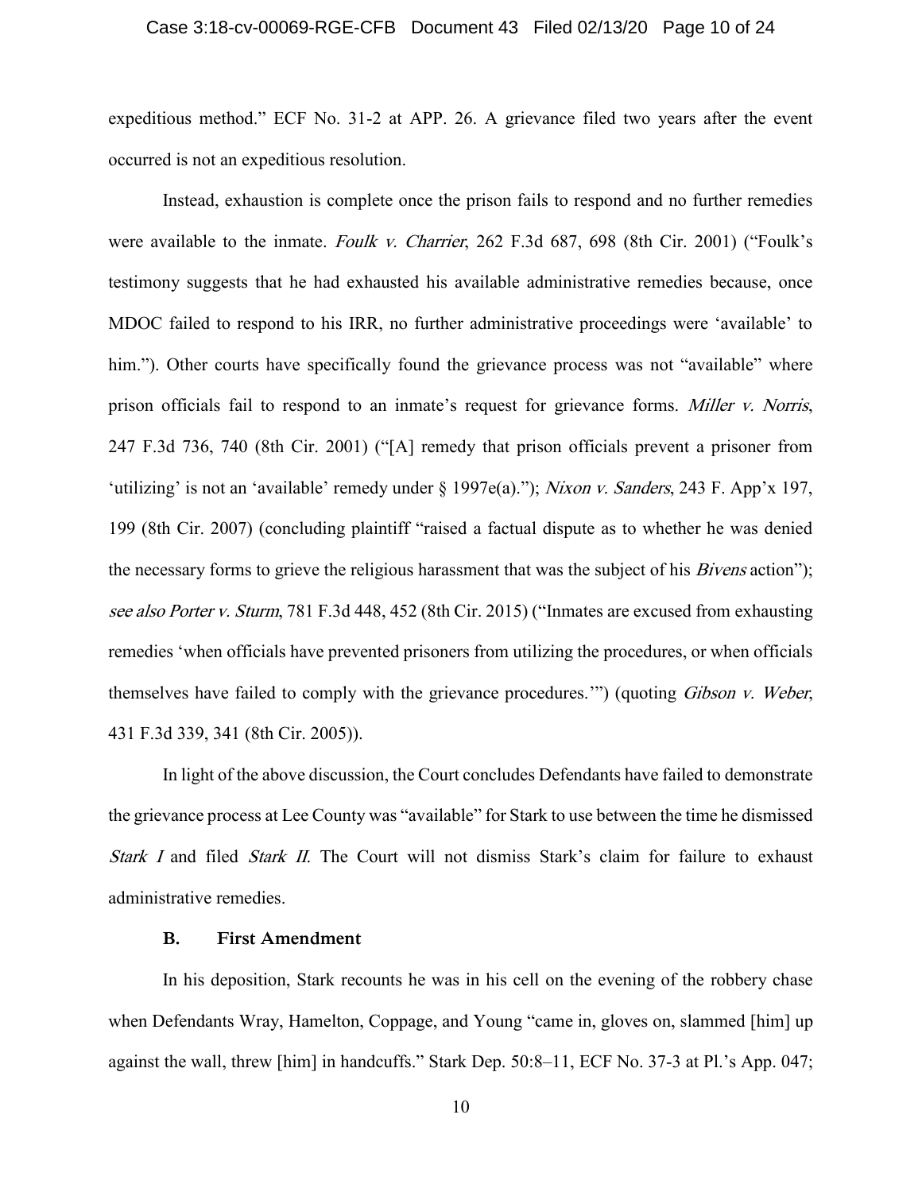expeditious method." ECF No. 31-2 at APP. 26. A grievance filed two years after the event occurred is not an expeditious resolution.

Instead, exhaustion is complete once the prison fails to respond and no further remedies were available to the inmate. *Foulk v. Charrier*, 262 F.3d 687, 698 (8th Cir. 2001) ("Foulk's testimony suggests that he had exhausted his available administrative remedies because, once MDOC failed to respond to his IRR, no further administrative proceedings were 'available' to him."). Other courts have specifically found the grievance process was not "available" where prison officials fail to respond to an inmate's request for grievance forms. *Miller v. Norris*, 247 F.3d 736, 740 (8th Cir. 2001) ("[A] remedy that prison officials prevent a prisoner from 'utilizing' is not an 'available' remedy under § 1997e(a)."); *Nixon v. Sanders*, 243 F. App'x 197, 199 (8th Cir. 2007) (concluding plaintiff "raised a factual dispute as to whether he was denied the necessary forms to grieve the religious harassment that was the subject of his *Bivens* action"); *see also Porter v. Sturm*, 781 F.3d 448, 452 (8th Cir. 2015) ("Inmates are excused from exhausting remedies 'when officials have prevented prisoners from utilizing the procedures, or when officials themselves have failed to comply with the grievance procedures.'") (quoting *Gibson v. Weber*, 431 F.3d 339, 341 (8th Cir. 2005)).

In light of the above discussion, the Court concludes Defendants have failed to demonstrate the grievance process at Lee County was "available" for Stark to use between the time he dismissed *Stark I* and filed *Stark II*. The Court will not dismiss Stark's claim for failure to exhaust administrative remedies.

### B. First Amendment

In his deposition, Stark recounts he was in his cell on the evening of the robbery chase when Defendants Wray, Hamelton, Coppage, and Young "came in, gloves on, slammed [him] up against the wall, threw [him] in handcuffs." Stark Dep. 50:8–11, ECF No. 37-3 at Pl.'s App. 047;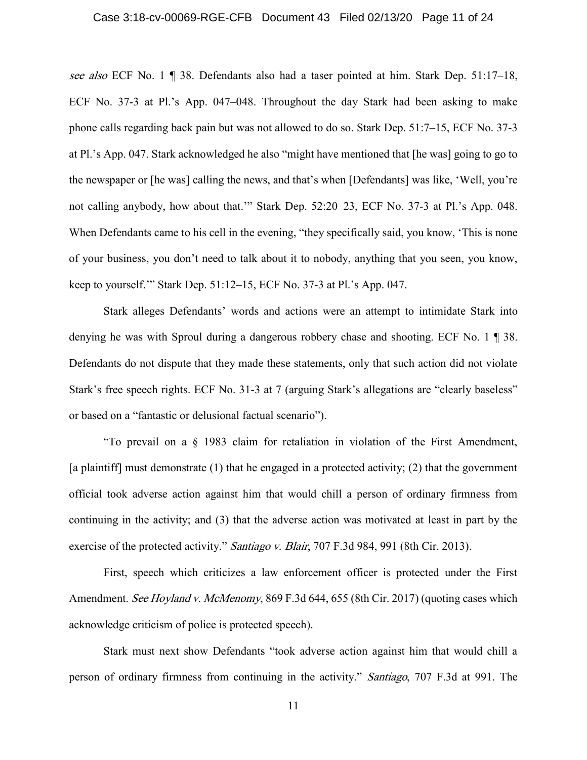*see also* ECF No. 1 ¶ 38. Defendants also had a taser pointed at him. Stark Dep. 51:17–18, ECF No. 37-3 at Pl.'s App. 047–048. Throughout the day Stark had been asking to make phone calls regarding back pain but was not allowed to do so. Stark Dep. 51:7–15, ECF No. 37-3 at Pl.'s App. 047. Stark acknowledged he also "might have mentioned that [he was] going to go to the newspaper or [he was] calling the news, and that's when [Defendants] was like, 'Well, you're not calling anybody, how about that.'" Stark Dep. 52:20–23, ECF No. 37-3 at Pl.'s App. 048. When Defendants came to his cell in the evening, "they specifically said, you know, 'This is none of your business, you don't need to talk about it to nobody, anything that you seen, you know, keep to yourself.'" Stark Dep. 51:12–15, ECF No. 37-3 at Pl.'s App. 047.

Stark alleges Defendants' words and actions were an attempt to intimidate Stark into denying he was with Sproul during a dangerous robbery chase and shooting. ECF No. 1 ¶ 38. Defendants do not dispute that they made these statements, only that such action did not violate Stark's free speech rights. ECF No. 31-3 at 7 (arguing Stark's allegations are "clearly baseless" or based on a "fantastic or delusional factual scenario").

"To prevail on a § 1983 claim for retaliation in violation of the First Amendment, [a plaintiff] must demonstrate (1) that he engaged in a protected activity; (2) that the government official took adverse action against him that would chill a person of ordinary firmness from continuing in the activity; and (3) that the adverse action was motivated at least in part by the exercise of the protected activity." *Santiago v. Blair*, 707 F.3d 984, 991 (8th Cir. 2013).

First, speech which criticizes a law enforcement officer is protected under the First Amendment. *See Hoyland v. McMenomy*, 869 F.3d 644, 655 (8th Cir. 2017) (quoting cases which acknowledge criticism of police is protected speech).

Stark must next show Defendants "took adverse action against him that would chill a person of ordinary firmness from continuing in the activity." *Santiago*, 707 F.3d at 991. The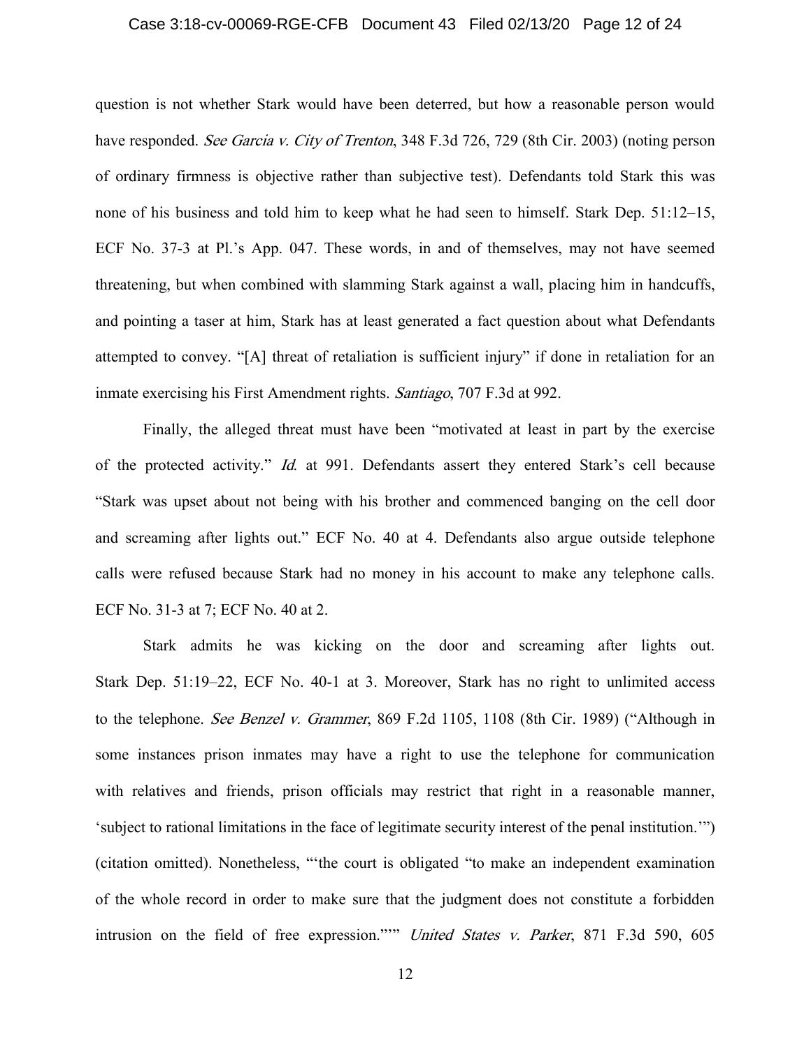question is not whether Stark would have been deterred, but how a reasonable person would have responded. *See Garcia v. City of Trenton*, 348 F.3d 726, 729 (8th Cir. 2003) (noting person of ordinary firmness is objective rather than subjective test). Defendants told Stark this was none of his business and told him to keep what he had seen to himself. Stark Dep. 51:12–15, ECF No. 37-3 at Pl.'s App. 047. These words, in and of themselves, may not have seemed threatening, but when combined with slamming Stark against a wall, placing him in handcuffs, and pointing a taser at him, Stark has at least generated a fact question about what Defendants attempted to convey. "[A] threat of retaliation is sufficient injury" if done in retaliation for an inmate exercising his First Amendment rights. *Santiago*, 707 F.3d at 992.

Finally, the alleged threat must have been "motivated at least in part by the exercise of the protected activity." *Id.* at 991. Defendants assert they entered Stark's cell because "Stark was upset about not being with his brother and commenced banging on the cell door and screaming after lights out." ECF No. 40 at 4. Defendants also argue outside telephone calls were refused because Stark had no money in his account to make any telephone calls. ECF No. 31-3 at 7; ECF No. 40 at 2.

Stark admits he was kicking on the door and screaming after lights out. Stark Dep. 51:19–22, ECF No. 40-1 at 3. Moreover, Stark has no right to unlimited access to the telephone. *See Benzel v. Grammer*, 869 F.2d 1105, 1108 (8th Cir. 1989) ("Although in some instances prison inmates may have a right to use the telephone for communication with relatives and friends, prison officials may restrict that right in a reasonable manner, 'subject to rational limitations in the face of legitimate security interest of the penal institution.'") (citation omitted). Nonetheless, "'the court is obligated "to make an independent examination of the whole record in order to make sure that the judgment does not constitute a forbidden intrusion on the field of free expression."'" *United States v. Parker*, 871 F.3d 590, 605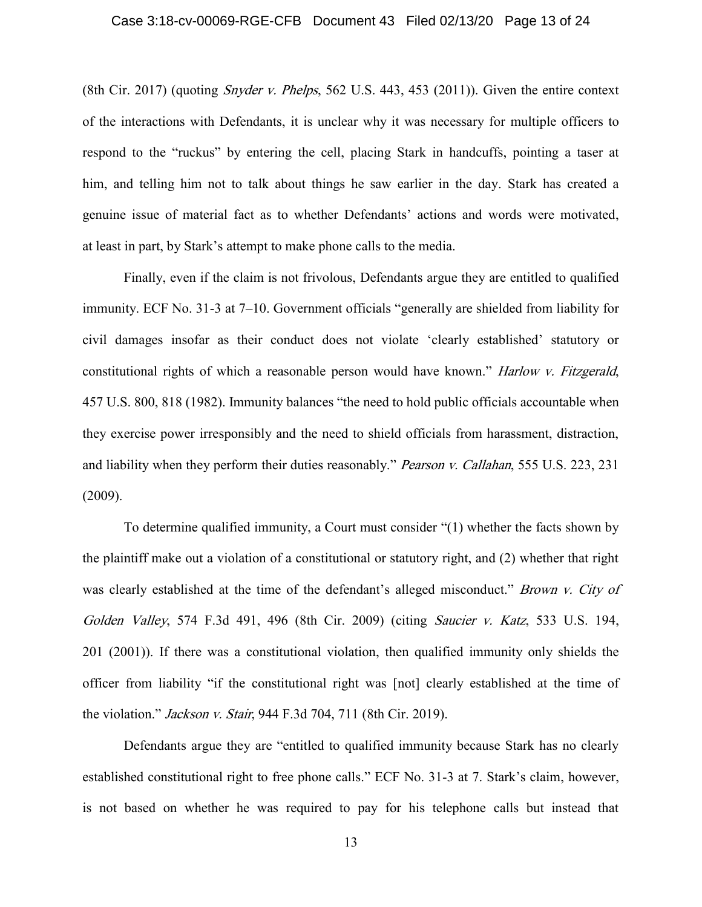(8th Cir. 2017) (quoting *Snyder v. Phelps*, 562 U.S. 443, 453 (2011)). Given the entire context of the interactions with Defendants, it is unclear why it was necessary for multiple officers to respond to the "ruckus" by entering the cell, placing Stark in handcuffs, pointing a taser at him, and telling him not to talk about things he saw earlier in the day. Stark has created a genuine issue of material fact as to whether Defendants' actions and words were motivated, at least in part, by Stark's attempt to make phone calls to the media.

Finally, even if the claim is not frivolous, Defendants argue they are entitled to qualified immunity. ECF No. 31-3 at 7–10. Government officials "generally are shielded from liability for civil damages insofar as their conduct does not violate 'clearly established' statutory or constitutional rights of which a reasonable person would have known." *Harlow v. Fitzgerald*, 457 U.S. 800, 818 (1982). Immunity balances "the need to hold public officials accountable when they exercise power irresponsibly and the need to shield officials from harassment, distraction, and liability when they perform their duties reasonably." *Pearson v. Callahan*, 555 U.S. 223, 231 (2009).

To determine qualified immunity, a Court must consider "(1) whether the facts shown by the plaintiff make out a violation of a constitutional or statutory right, and (2) whether that right was clearly established at the time of the defendant's alleged misconduct." *Brown v. City of Golden Valley*, 574 F.3d 491, 496 (8th Cir. 2009) (citing *Saucier v. Katz*, 533 U.S. 194, 201 (2001)). If there was a constitutional violation, then qualified immunity only shields the officer from liability "if the constitutional right was [not] clearly established at the time of the violation." *Jackson v. Stair*, 944 F.3d 704, 711 (8th Cir. 2019).

Defendants argue they are "entitled to qualified immunity because Stark has no clearly established constitutional right to free phone calls." ECF No. 31-3 at 7. Stark's claim, however, is not based on whether he was required to pay for his telephone calls but instead that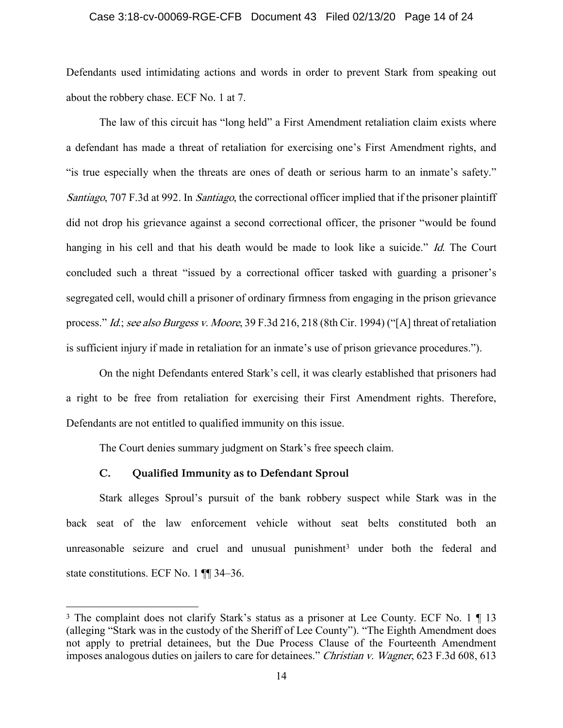Defendants used intimidating actions and words in order to prevent Stark from speaking out about the robbery chase. ECF No. 1 at 7.

The law of this circuit has "long held" a First Amendment retaliation claim exists where a defendant has made a threat of retaliation for exercising one's First Amendment rights, and "is true especially when the threats are ones of death or serious harm to an inmate's safety." *Santiago*, 707 F.3d at 992. In *Santiago*, the correctional officer implied that if the prisoner plaintiff did not drop his grievance against a second correctional officer, the prisoner "would be found hanging in his cell and that his death would be made to look like a suicide." *Id.* The Court concluded such a threat "issued by a correctional officer tasked with guarding a prisoner's segregated cell, would chill a prisoner of ordinary firmness from engaging in the prison grievance process." *Id.*; *see also Burgess v. Moore*, 39 F.3d 216, 218 (8th Cir. 1994) ("[A] threat of retaliation is sufficient injury if made in retaliation for an inmate's use of prison grievance procedures.").

On the night Defendants entered Stark's cell, it was clearly established that prisoners had a right to be free from retaliation for exercising their First Amendment rights. Therefore, Defendants are not entitled to qualified immunity on this issue.

The Court denies summary judgment on Stark's free speech claim.

### C. Qualified Immunity as to Defendant Sproul

Stark alleges Sproul's pursuit of the bank robbery suspect while Stark was in the back seat of the law enforcement vehicle without seat belts constituted both an unreasonable seizure and cruel and unusual punishment[3] under both the federal and state constitutions. ECF No. 1 ¶¶ 34–36.

---

[3] The complaint does not clarify Stark's status as a prisoner at Lee County. ECF No. 1 ¶ 13 (alleging "Stark was in the custody of the Sheriff of Lee County"). "The Eighth Amendment does not apply to pretrial detainees, but the Due Process Clause of the Fourteenth Amendment imposes analogous duties on jailers to care for detainees." *Christian v. Wagner*, 623 F.3d 608, 613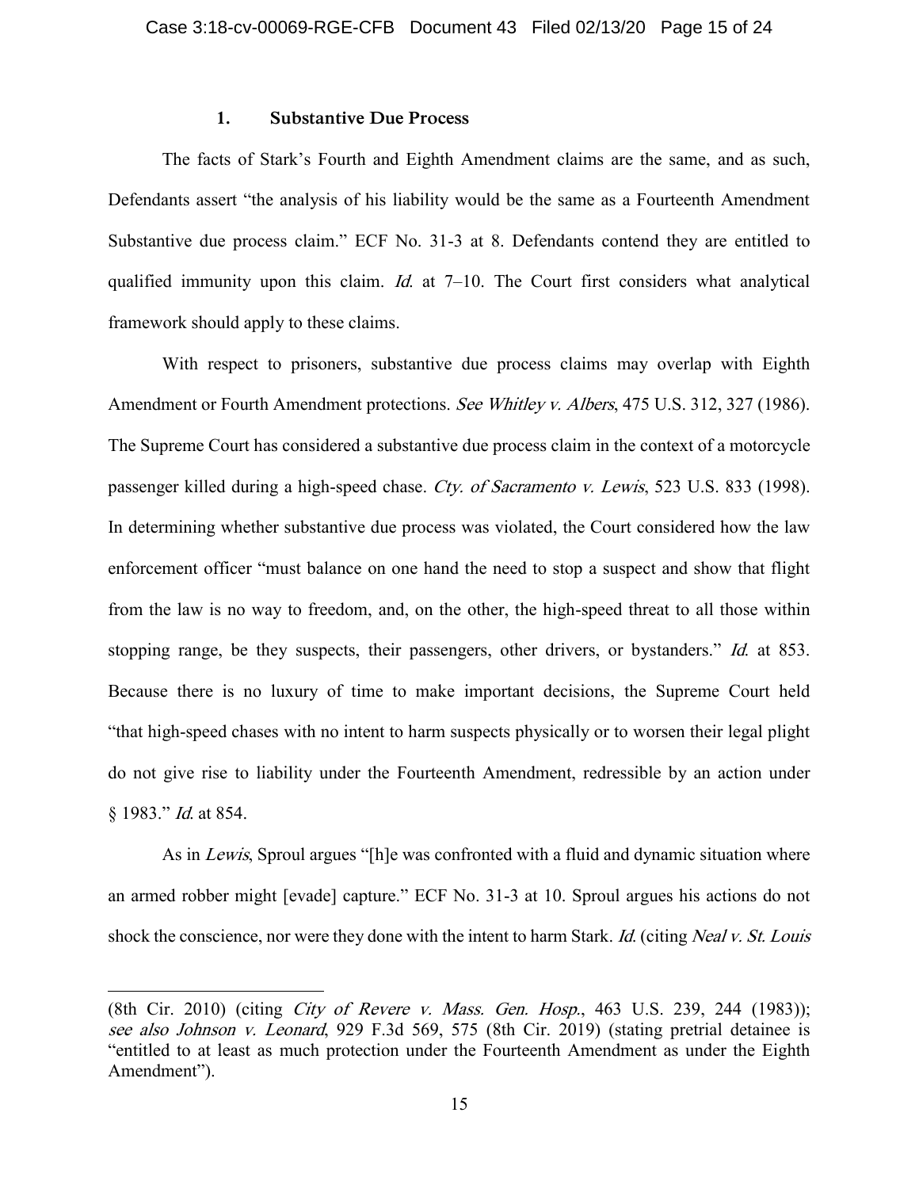### 1. Substantive Due Process

The facts of Stark's Fourth and Eighth Amendment claims are the same, and as such, Defendants assert "the analysis of his liability would be the same as a Fourteenth Amendment Substantive due process claim." ECF No. 31-3 at 8. Defendants contend they are entitled to qualified immunity upon this claim. *Id.* at 7–10. The Court first considers what analytical framework should apply to these claims.

With respect to prisoners, substantive due process claims may overlap with Eighth Amendment or Fourth Amendment protections. *See Whitley v. Albers*, 475 U.S. 312, 327 (1986). The Supreme Court has considered a substantive due process claim in the context of a motorcycle passenger killed during a high-speed chase. *Cty. of Sacramento v. Lewis*, 523 U.S. 833 (1998). In determining whether substantive due process was violated, the Court considered how the law enforcement officer "must balance on one hand the need to stop a suspect and show that flight from the law is no way to freedom, and, on the other, the high-speed threat to all those within stopping range, be they suspects, their passengers, other drivers, or bystanders." *Id.* at 853. Because there is no luxury of time to make important decisions, the Supreme Court held "that high-speed chases with no intent to harm suspects physically or to worsen their legal plight do not give rise to liability under the Fourteenth Amendment, redressible by an action under § 1983." *Id.* at 854.

As in *Lewis*, Sproul argues "[h]e was confronted with a fluid and dynamic situation where an armed robber might [evade] capture." ECF No. 31-3 at 10. Sproul argues his actions do not shock the conscience, nor were they done with the intent to harm Stark. *Id.* (citing *Neal v. St. Louis*

---

(8th Cir. 2010) (citing *City of Revere v. Mass. Gen. Hosp.*, 463 U.S. 239, 244 (1983)); *see also Johnson v. Leonard*, 929 F.3d 569, 575 (8th Cir. 2019) (stating pretrial detainee is "entitled to at least as much protection under the Fourteenth Amendment as under the Eighth Amendment").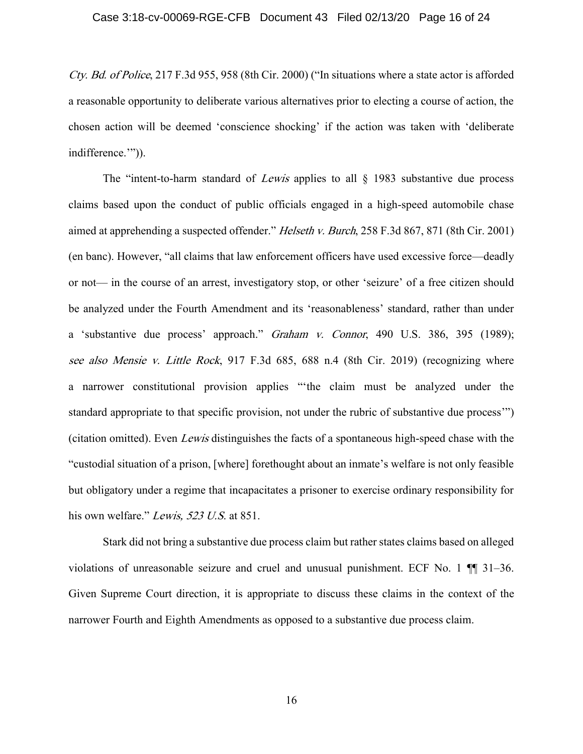*Cty. Bd. of Police*, 217 F.3d 955, 958 (8th Cir. 2000) ("In situations where a state actor is afforded a reasonable opportunity to deliberate various alternatives prior to electing a course of action, the chosen action will be deemed 'conscience shocking' if the action was taken with 'deliberate indifference.'")).

The "intent-to-harm standard of *Lewis* applies to all § 1983 substantive due process claims based upon the conduct of public officials engaged in a high-speed automobile chase aimed at apprehending a suspected offender." *Helseth v. Burch*, 258 F.3d 867, 871 (8th Cir. 2001) (en banc). However, "all claims that law enforcement officers have used excessive force—deadly or not— in the course of an arrest, investigatory stop, or other 'seizure' of a free citizen should be analyzed under the Fourth Amendment and its 'reasonableness' standard, rather than under a 'substantive due process' approach." *Graham v. Connor*, 490 U.S. 386, 395 (1989); *see also Mensie v. Little Rock*, 917 F.3d 685, 688 n.4 (8th Cir. 2019) (recognizing where a narrower constitutional provision applies "'the claim must be analyzed under the standard appropriate to that specific provision, not under the rubric of substantive due process'") (citation omitted). Even *Lewis* distinguishes the facts of a spontaneous high-speed chase with the "custodial situation of a prison, [where] forethought about an inmate's welfare is not only feasible but obligatory under a regime that incapacitates a prisoner to exercise ordinary responsibility for his own welfare." *Lewis, 523 U.S.* at 851.

Stark did not bring a substantive due process claim but rather states claims based on alleged violations of unreasonable seizure and cruel and unusual punishment. ECF No. 1 ¶¶ 31–36. Given Supreme Court direction, it is appropriate to discuss these claims in the context of the narrower Fourth and Eighth Amendments as opposed to a substantive due process claim.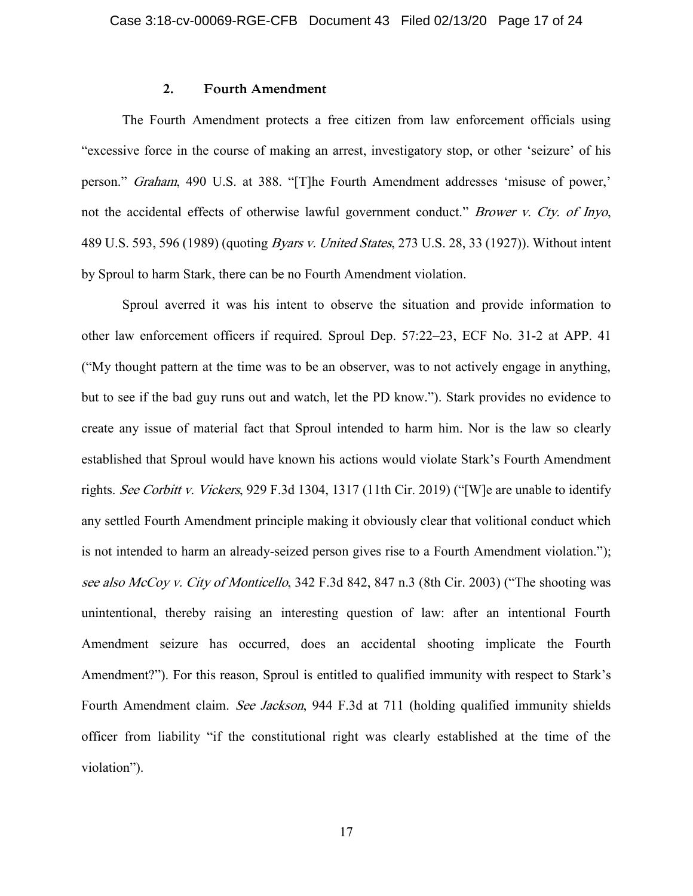### 2. Fourth Amendment

The Fourth Amendment protects a free citizen from law enforcement officials using "excessive force in the course of making an arrest, investigatory stop, or other 'seizure' of his person." *Graham*, 490 U.S. at 388. "[T]he Fourth Amendment addresses 'misuse of power,' not the accidental effects of otherwise lawful government conduct." *Brower v. Cty. of Inyo*, 489 U.S. 593, 596 (1989) (quoting *Byars v. United States*, 273 U.S. 28, 33 (1927)). Without intent by Sproul to harm Stark, there can be no Fourth Amendment violation.

Sproul averred it was his intent to observe the situation and provide information to other law enforcement officers if required. Sproul Dep. 57:22–23, ECF No. 31-2 at APP. 41 ("My thought pattern at the time was to be an observer, was to not actively engage in anything, but to see if the bad guy runs out and watch, let the PD know."). Stark provides no evidence to create any issue of material fact that Sproul intended to harm him. Nor is the law so clearly established that Sproul would have known his actions would violate Stark's Fourth Amendment rights. *See Corbitt v. Vickers*, 929 F.3d 1304, 1317 (11th Cir. 2019) ("[W]e are unable to identify any settled Fourth Amendment principle making it obviously clear that volitional conduct which is not intended to harm an already-seized person gives rise to a Fourth Amendment violation."); *see also McCoy v. City of Monticello*, 342 F.3d 842, 847 n.3 (8th Cir. 2003) ("The shooting was unintentional, thereby raising an interesting question of law: after an intentional Fourth Amendment seizure has occurred, does an accidental shooting implicate the Fourth Amendment?"). For this reason, Sproul is entitled to qualified immunity with respect to Stark's Fourth Amendment claim. *See Jackson*, 944 F.3d at 711 (holding qualified immunity shields officer from liability "if the constitutional right was clearly established at the time of the violation").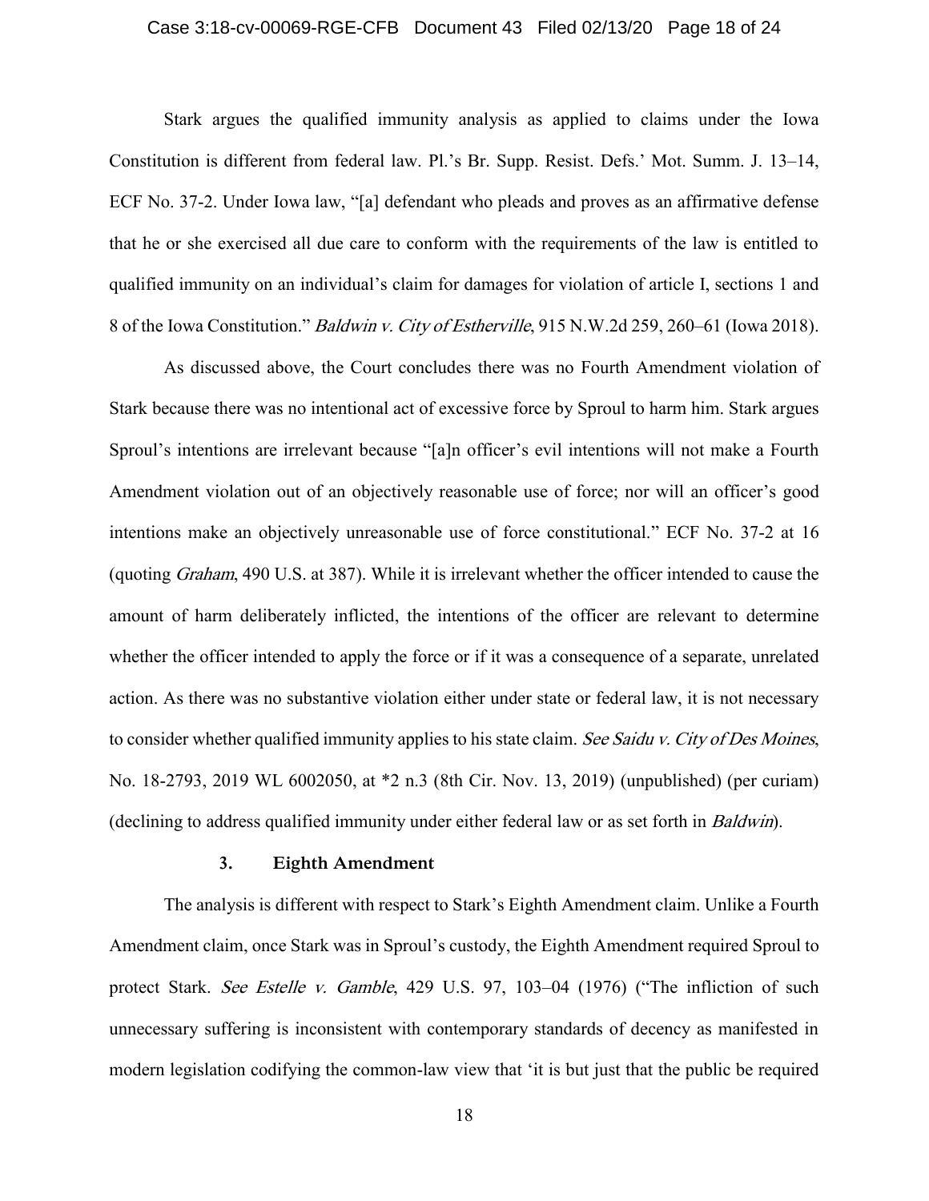Stark argues the qualified immunity analysis as applied to claims under the Iowa Constitution is different from federal law. Pl.'s Br. Supp. Resist. Defs.' Mot. Summ. J. 13–14, ECF No. 37-2. Under Iowa law, "[a] defendant who pleads and proves as an affirmative defense that he or she exercised all due care to conform with the requirements of the law is entitled to qualified immunity on an individual's claim for damages for violation of article I, sections 1 and 8 of the Iowa Constitution." *Baldwin v. City of Estherville*, 915 N.W.2d 259, 260–61 (Iowa 2018).

As discussed above, the Court concludes there was no Fourth Amendment violation of Stark because there was no intentional act of excessive force by Sproul to harm him. Stark argues Sproul's intentions are irrelevant because "[a]n officer's evil intentions will not make a Fourth Amendment violation out of an objectively reasonable use of force; nor will an officer's good intentions make an objectively unreasonable use of force constitutional." ECF No. 37-2 at 16 (quoting *Graham*, 490 U.S. at 387). While it is irrelevant whether the officer intended to cause the amount of harm deliberately inflicted, the intentions of the officer are relevant to determine whether the officer intended to apply the force or if it was a consequence of a separate, unrelated action. As there was no substantive violation either under state or federal law, it is not necessary to consider whether qualified immunity applies to his state claim. *See Saidu v. City of Des Moines*, No. 18-2793, 2019 WL 6002050, at *2 n.3 (8th Cir. Nov. 13, 2019) (unpublished) (per curiam) (declining to address qualified immunity under either federal law or as set forth in *Baldwin*).

### 3. Eighth Amendment

The analysis is different with respect to Stark's Eighth Amendment claim. Unlike a Fourth Amendment claim, once Stark was in Sproul's custody, the Eighth Amendment required Sproul to protect Stark. *See Estelle v. Gamble*, 429 U.S. 97, 103–04 (1976) ("The infliction of such unnecessary suffering is inconsistent with contemporary standards of decency as manifested in modern legislation codifying the common-law view that 'it is but just that the public be required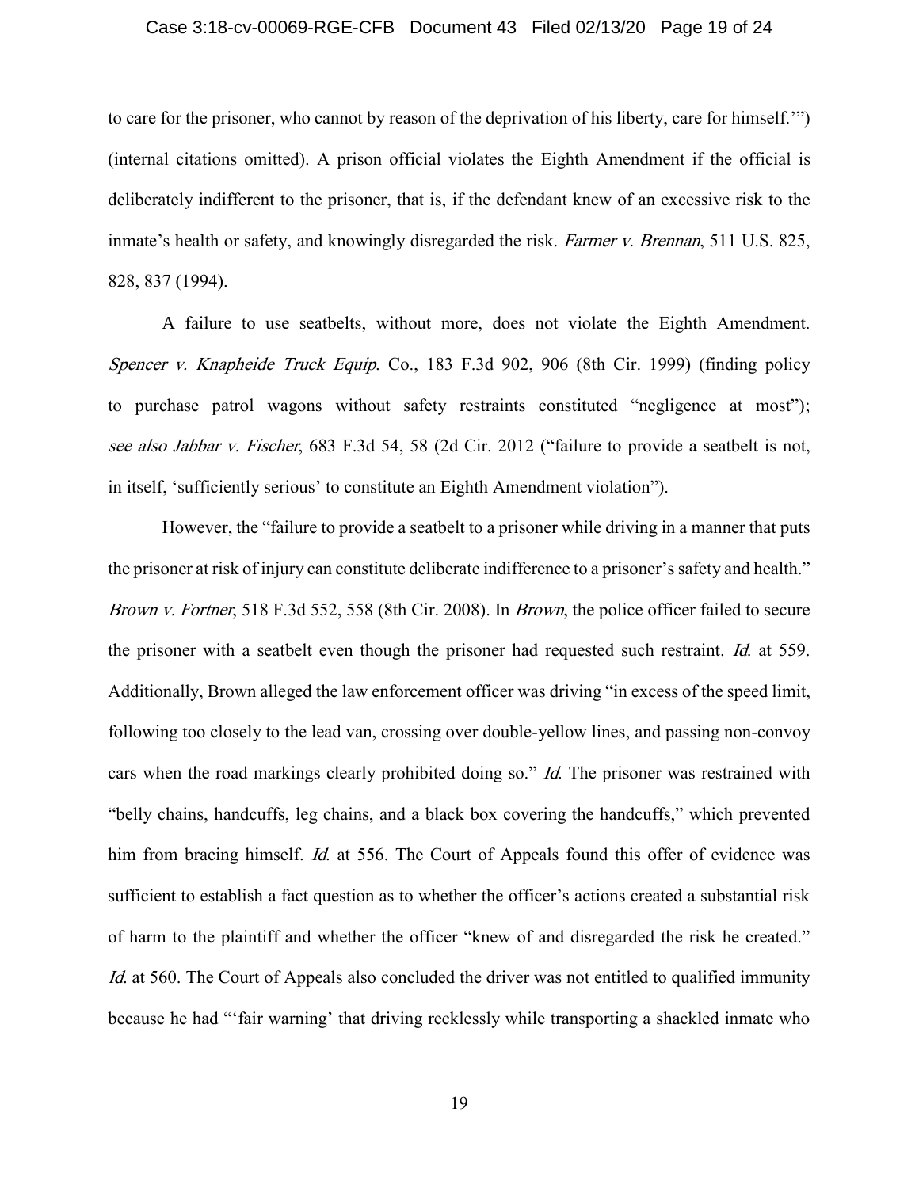to care for the prisoner, who cannot by reason of the deprivation of his liberty, care for himself.'") (internal citations omitted). A prison official violates the Eighth Amendment if the official is deliberately indifferent to the prisoner, that is, if the defendant knew of an excessive risk to the inmate's health or safety, and knowingly disregarded the risk. *Farmer v. Brennan*, 511 U.S. 825, 828, 837 (1994).

A failure to use seatbelts, without more, does not violate the Eighth Amendment. *Spencer v. Knapheide Truck Equip.* Co., 183 F.3d 902, 906 (8th Cir. 1999) (finding policy to purchase patrol wagons without safety restraints constituted "negligence at most"); *see also Jabbar v. Fischer*, 683 F.3d 54, 58 (2d Cir. 2012 ("failure to provide a seatbelt is not, in itself, 'sufficiently serious' to constitute an Eighth Amendment violation").

However, the "failure to provide a seatbelt to a prisoner while driving in a manner that puts the prisoner at risk of injury can constitute deliberate indifference to a prisoner's safety and health." *Brown v. Fortner*, 518 F.3d 552, 558 (8th Cir. 2008). In *Brown*, the police officer failed to secure the prisoner with a seatbelt even though the prisoner had requested such restraint. *Id.* at 559. Additionally, Brown alleged the law enforcement officer was driving "in excess of the speed limit, following too closely to the lead van, crossing over double-yellow lines, and passing non-convoy cars when the road markings clearly prohibited doing so." *Id.* The prisoner was restrained with "belly chains, handcuffs, leg chains, and a black box covering the handcuffs," which prevented him from bracing himself. *Id.* at 556. The Court of Appeals found this offer of evidence was sufficient to establish a fact question as to whether the officer's actions created a substantial risk of harm to the plaintiff and whether the officer "knew of and disregarded the risk he created." *Id.* at 560. The Court of Appeals also concluded the driver was not entitled to qualified immunity because he had "'fair warning' that driving recklessly while transporting a shackled inmate who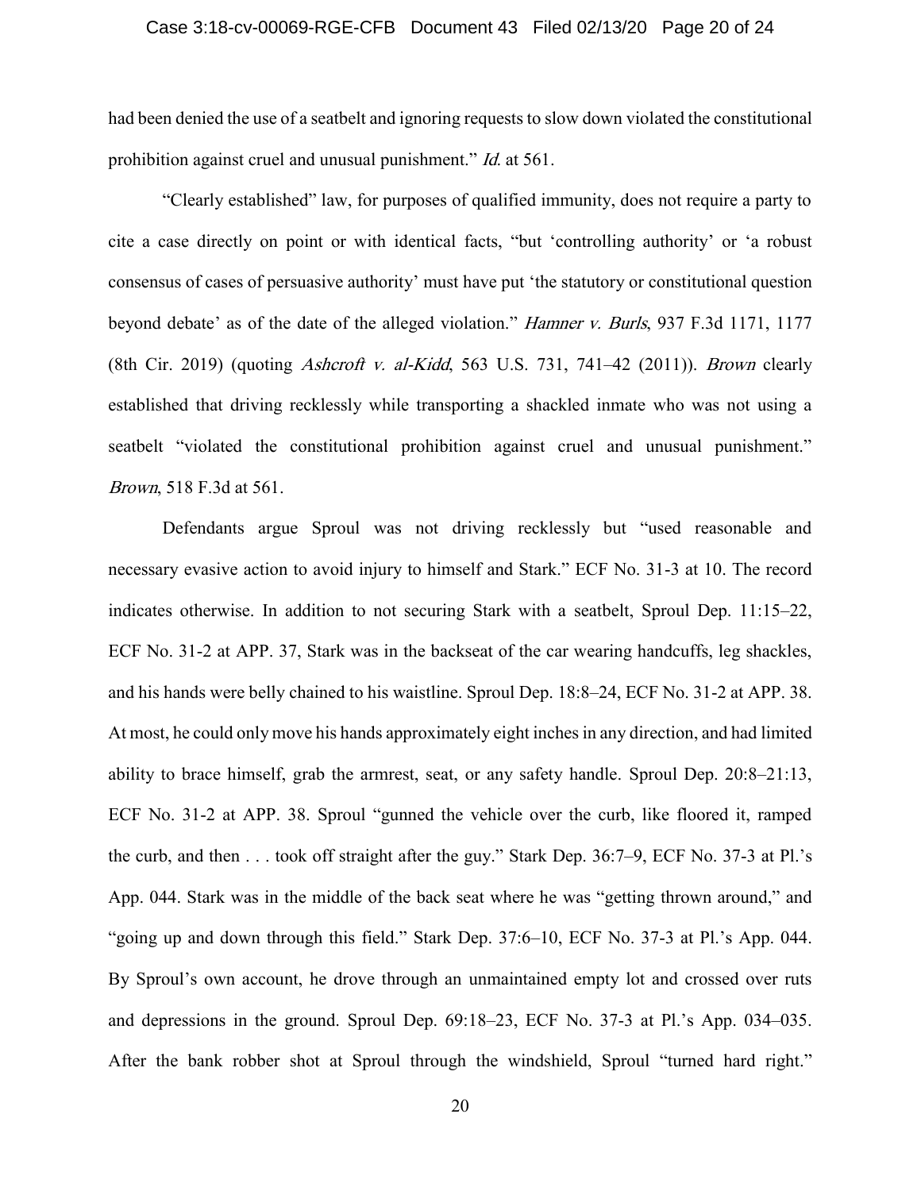had been denied the use of a seatbelt and ignoring requests to slow down violated the constitutional prohibition against cruel and unusual punishment." *Id.* at 561.

"Clearly established" law, for purposes of qualified immunity, does not require a party to cite a case directly on point or with identical facts, "but 'controlling authority' or 'a robust consensus of cases of persuasive authority' must have put 'the statutory or constitutional question beyond debate' as of the date of the alleged violation." *Hamner v. Burls*, 937 F.3d 1171, 1177 (8th Cir. 2019) (quoting *Ashcroft v. al-Kidd*, 563 U.S. 731, 741–42 (2011)). *Brown* clearly established that driving recklessly while transporting a shackled inmate who was not using a seatbelt "violated the constitutional prohibition against cruel and unusual punishment." *Brown*, 518 F.3d at 561.

Defendants argue Sproul was not driving recklessly but "used reasonable and necessary evasive action to avoid injury to himself and Stark." ECF No. 31-3 at 10. The record indicates otherwise. In addition to not securing Stark with a seatbelt, Sproul Dep. 11:15–22, ECF No. 31-2 at APP. 37, Stark was in the backseat of the car wearing handcuffs, leg shackles, and his hands were belly chained to his waistline. Sproul Dep. 18:8–24, ECF No. 31-2 at APP. 38. At most, he could only move his hands approximately eight inches in any direction, and had limited ability to brace himself, grab the armrest, seat, or any safety handle. Sproul Dep. 20:8–21:13, ECF No. 31-2 at APP. 38. Sproul "gunned the vehicle over the curb, like floored it, ramped the curb, and then . . . took off straight after the guy." Stark Dep. 36:7–9, ECF No. 37-3 at Pl.'s App. 044. Stark was in the middle of the back seat where he was "getting thrown around," and "going up and down through this field." Stark Dep. 37:6–10, ECF No. 37-3 at Pl.'s App. 044. By Sproul's own account, he drove through an unmaintained empty lot and crossed over ruts and depressions in the ground. Sproul Dep. 69:18–23, ECF No. 37-3 at Pl.'s App. 034–035. After the bank robber shot at Sproul through the windshield, Sproul "turned hard right."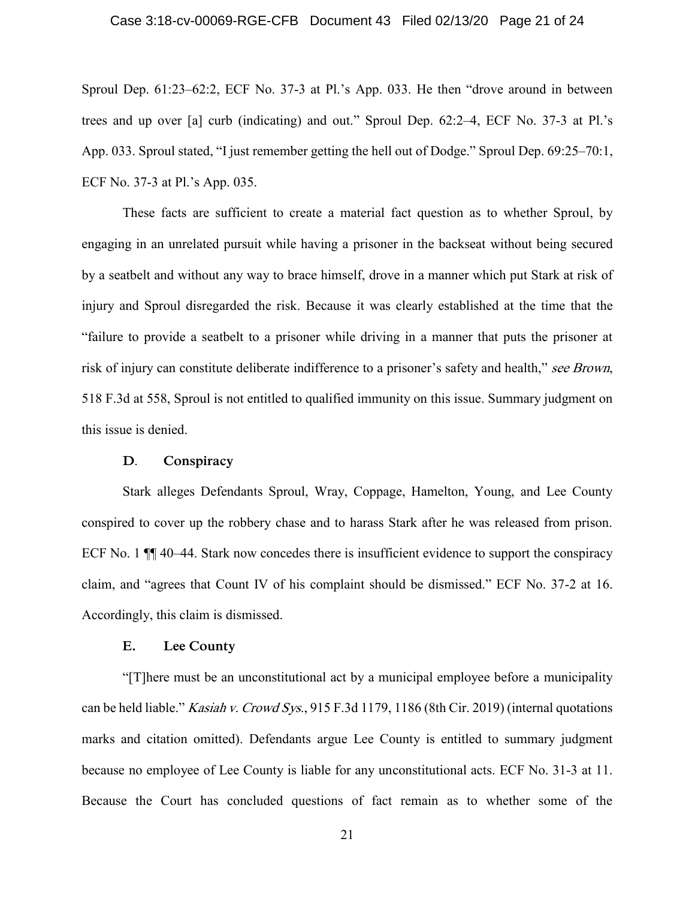Sproul Dep. 61:23–62:2, ECF No. 37-3 at Pl.'s App. 033. He then "drove around in between trees and up over [a] curb (indicating) and out." Sproul Dep. 62:2–4, ECF No. 37-3 at Pl.'s App. 033. Sproul stated, "I just remember getting the hell out of Dodge." Sproul Dep. 69:25–70:1, ECF No. 37-3 at Pl.'s App. 035.

These facts are sufficient to create a material fact question as to whether Sproul, by engaging in an unrelated pursuit while having a prisoner in the backseat without being secured by a seatbelt and without any way to brace himself, drove in a manner which put Stark at risk of injury and Sproul disregarded the risk. Because it was clearly established at the time that the "failure to provide a seatbelt to a prisoner while driving in a manner that puts the prisoner at risk of injury can constitute deliberate indifference to a prisoner's safety and health," *see Brown*, 518 F.3d at 558, Sproul is not entitled to qualified immunity on this issue. Summary judgment on this issue is denied.

### D. Conspiracy

Stark alleges Defendants Sproul, Wray, Coppage, Hamelton, Young, and Lee County conspired to cover up the robbery chase and to harass Stark after he was released from prison. ECF No. 1 ¶¶ 40–44. Stark now concedes there is insufficient evidence to support the conspiracy claim, and "agrees that Count IV of his complaint should be dismissed." ECF No. 37-2 at 16. Accordingly, this claim is dismissed.

### E. Lee County

"[T]here must be an unconstitutional act by a municipal employee before a municipality can be held liable." *Kasiah v. Crowd Sys.*, 915 F.3d 1179, 1186 (8th Cir. 2019) (internal quotations marks and citation omitted). Defendants argue Lee County is entitled to summary judgment because no employee of Lee County is liable for any unconstitutional acts. ECF No. 31-3 at 11. Because the Court has concluded questions of fact remain as to whether some of the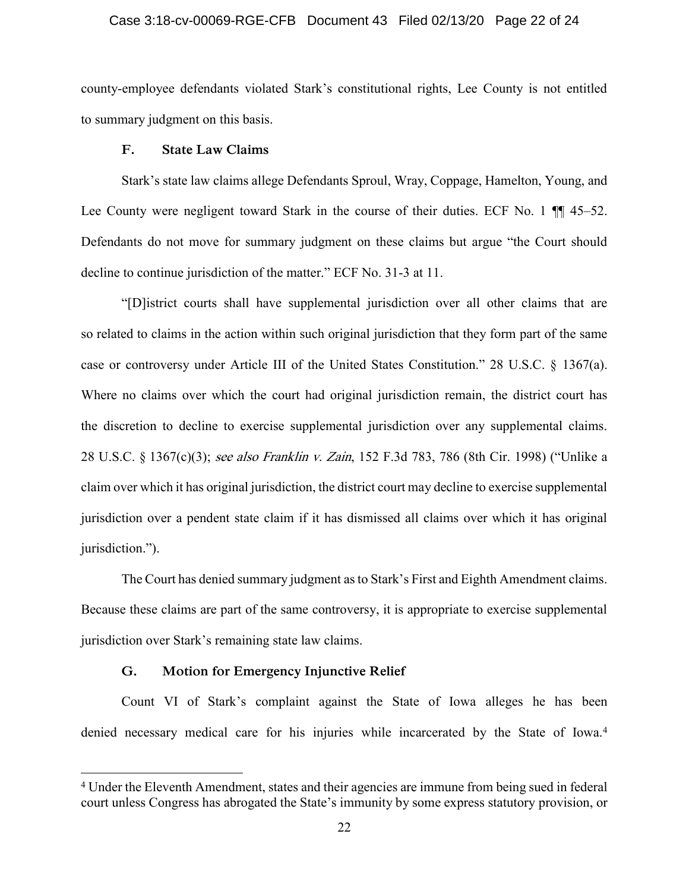county-employee defendants violated Stark's constitutional rights, Lee County is not entitled to summary judgment on this basis.

### F. State Law Claims

Stark's state law claims allege Defendants Sproul, Wray, Coppage, Hamelton, Young, and Lee County were negligent toward Stark in the course of their duties. ECF No. 1 ¶¶ 45–52. Defendants do not move for summary judgment on these claims but argue "the Court should decline to continue jurisdiction of the matter." ECF No. 31-3 at 11.

"[D]istrict courts shall have supplemental jurisdiction over all other claims that are so related to claims in the action within such original jurisdiction that they form part of the same case or controversy under Article III of the United States Constitution." 28 U.S.C. § 1367(a). Where no claims over which the court had original jurisdiction remain, the district court has the discretion to decline to exercise supplemental jurisdiction over any supplemental claims. 28 U.S.C. § 1367(c)(3); *see also Franklin v. Zain*, 152 F.3d 783, 786 (8th Cir. 1998) ("Unlike a claim over which it has original jurisdiction, the district court may decline to exercise supplemental jurisdiction over a pendent state claim if it has dismissed all claims over which it has original jurisdiction.").

The Court has denied summary judgment as to Stark's First and Eighth Amendment claims. Because these claims are part of the same controversy, it is appropriate to exercise supplemental jurisdiction over Stark's remaining state law claims.

### G. Motion for Emergency Injunctive Relief

Count VI of Stark's complaint against the State of Iowa alleges he has been denied necessary medical care for his injuries while incarcerated by the State of Iowa.[4]

---

[4] Under the Eleventh Amendment, states and their agencies are immune from being sued in federal court unless Congress has abrogated the State's immunity by some express statutory provision, or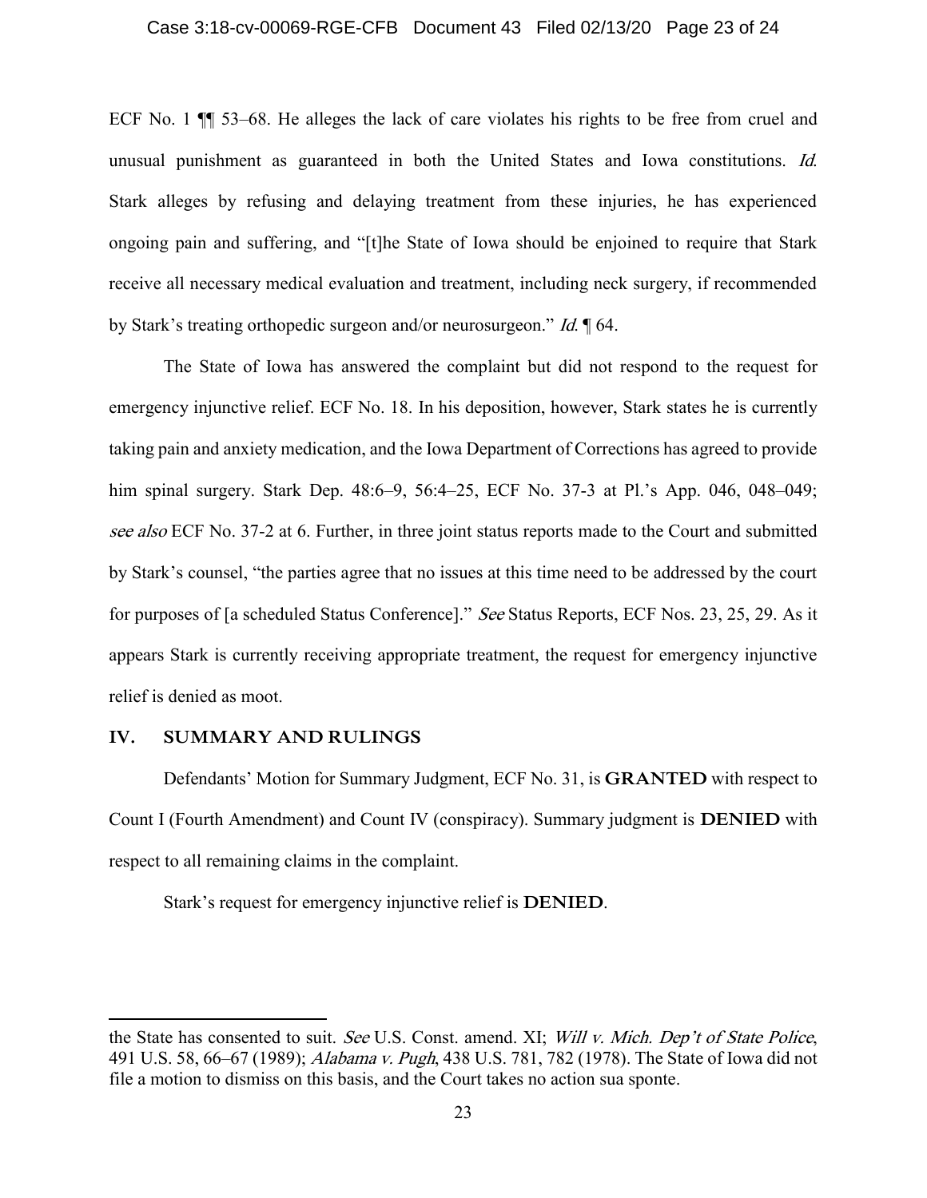ECF No. 1 ¶¶ 53–68. He alleges the lack of care violates his rights to be free from cruel and unusual punishment as guaranteed in both the United States and Iowa constitutions. *Id.* Stark alleges by refusing and delaying treatment from these injuries, he has experienced ongoing pain and suffering, and "[t]he State of Iowa should be enjoined to require that Stark receive all necessary medical evaluation and treatment, including neck surgery, if recommended by Stark's treating orthopedic surgeon and/or neurosurgeon." *Id.* ¶ 64.

The State of Iowa has answered the complaint but did not respond to the request for emergency injunctive relief. ECF No. 18. In his deposition, however, Stark states he is currently taking pain and anxiety medication, and the Iowa Department of Corrections has agreed to provide him spinal surgery. Stark Dep. 48:6–9, 56:4–25, ECF No. 37-3 at Pl.'s App. 046, 048–049; *see also* ECF No. 37-2 at 6. Further, in three joint status reports made to the Court and submitted by Stark's counsel, "the parties agree that no issues at this time need to be addressed by the court for purposes of [a scheduled Status Conference]." *See* Status Reports, ECF Nos. 23, 25, 29. As it appears Stark is currently receiving appropriate treatment, the request for emergency injunctive relief is denied as moot.

## IV. SUMMARY AND RULINGS

Defendants' Motion for Summary Judgment, ECF No. 31, is **GRANTED** with respect to Count I (Fourth Amendment) and Count IV (conspiracy). Summary judgment is **DENIED** with respect to all remaining claims in the complaint.

Stark's request for emergency injunctive relief is **DENIED**.

---

the State has consented to suit. *See* U.S. Const. amend. XI; *Will v. Mich. Dep't of State Police*, 491 U.S. 58, 66–67 (1989); *Alabama v. Pugh*, 438 U.S. 781, 782 (1978). The State of Iowa did not file a motion to dismiss on this basis, and the Court takes no action sua sponte.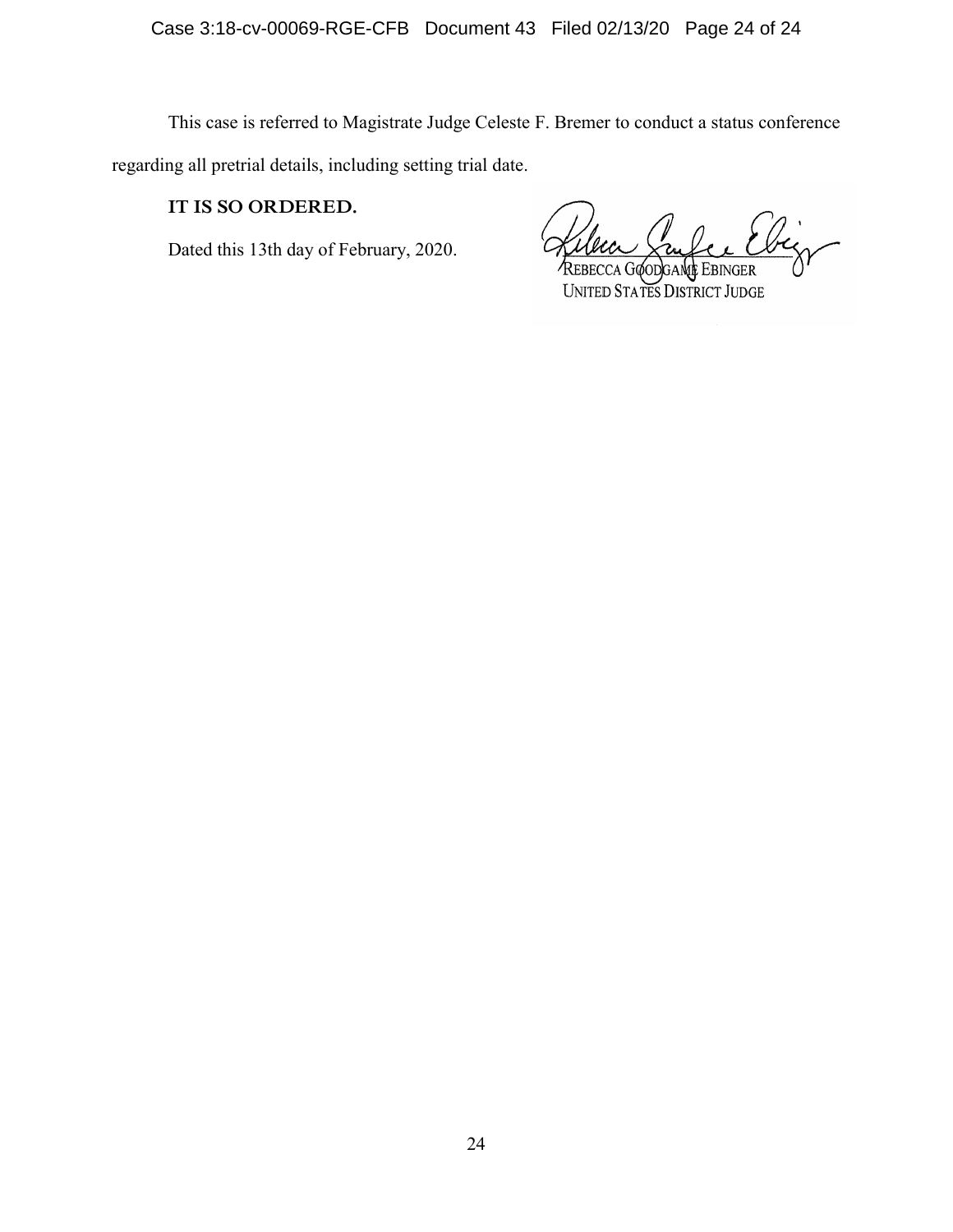This case is referred to Magistrate Judge Celeste F. Bremer to conduct a status conference regarding all pretrial details, including setting trial date.

**IT IS SO ORDERED.**

Dated this 13th day of February, 2020.

REBECCA GOODGAME EBINGER
UNITED STATES DISTRICT JUDGE